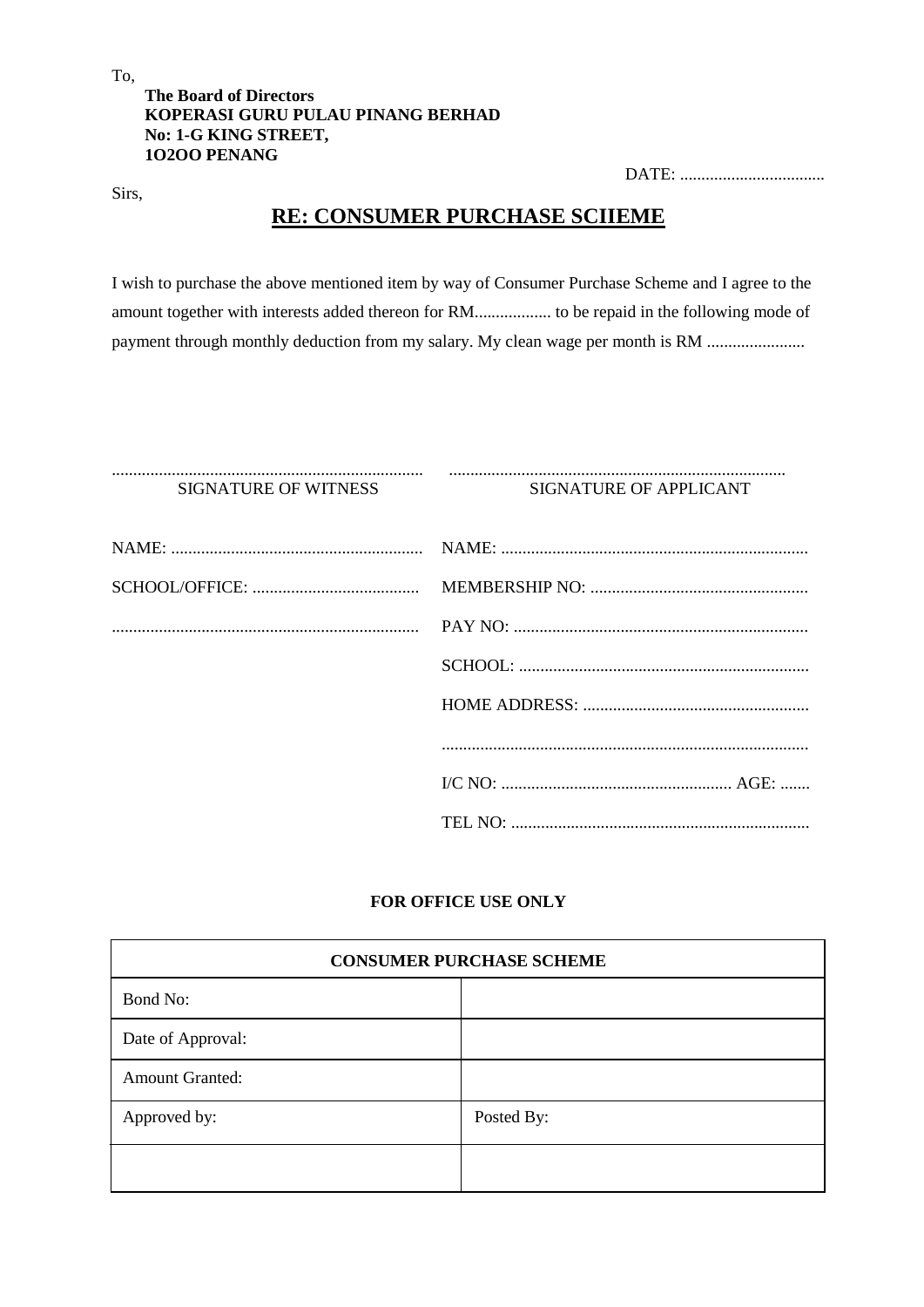To,

**The Board of Directors**
**KOPERASI GURU PULAU PINANG BERHAD**
**No: 1-G KING STREET,**
**1O2OO PENANG**

DATE: ..................................

Sirs,

## RE: CONSUMER PURCHASE SCIIEME

I wish to purchase the above mentioned item by way of Consumer Purchase Scheme and I agree to the amount together with interests added thereon for RM.................. to be repaid in the following mode of payment through monthly deduction from my salary. My clean wage per month is RM .......................

......................................................................... ...............................................................................

SIGNATURE OF WITNESS SIGNATURE OF APPLICANT

NAME: ...........................................................

SCHOOL/OFFICE: .......................................

........................................................................

NAME: .......................................................................

MEMBERSHIP NO: ..................................................

PAY NO: .....................................................................

SCHOOL: ....................................................................

HOME ADDRESS: .....................................................

.....................................................................................

I/C NO: ...................................................... AGE: .......

TEL NO: ......................................................................

**FOR OFFICE USE ONLY**

| **CONSUMER PURCHASE SCHEME** | |
|---|---|
| Bond No: | |
| Date of Approval: | |
| Amount Granted: | |
| Approved by: | Posted By: |
| | |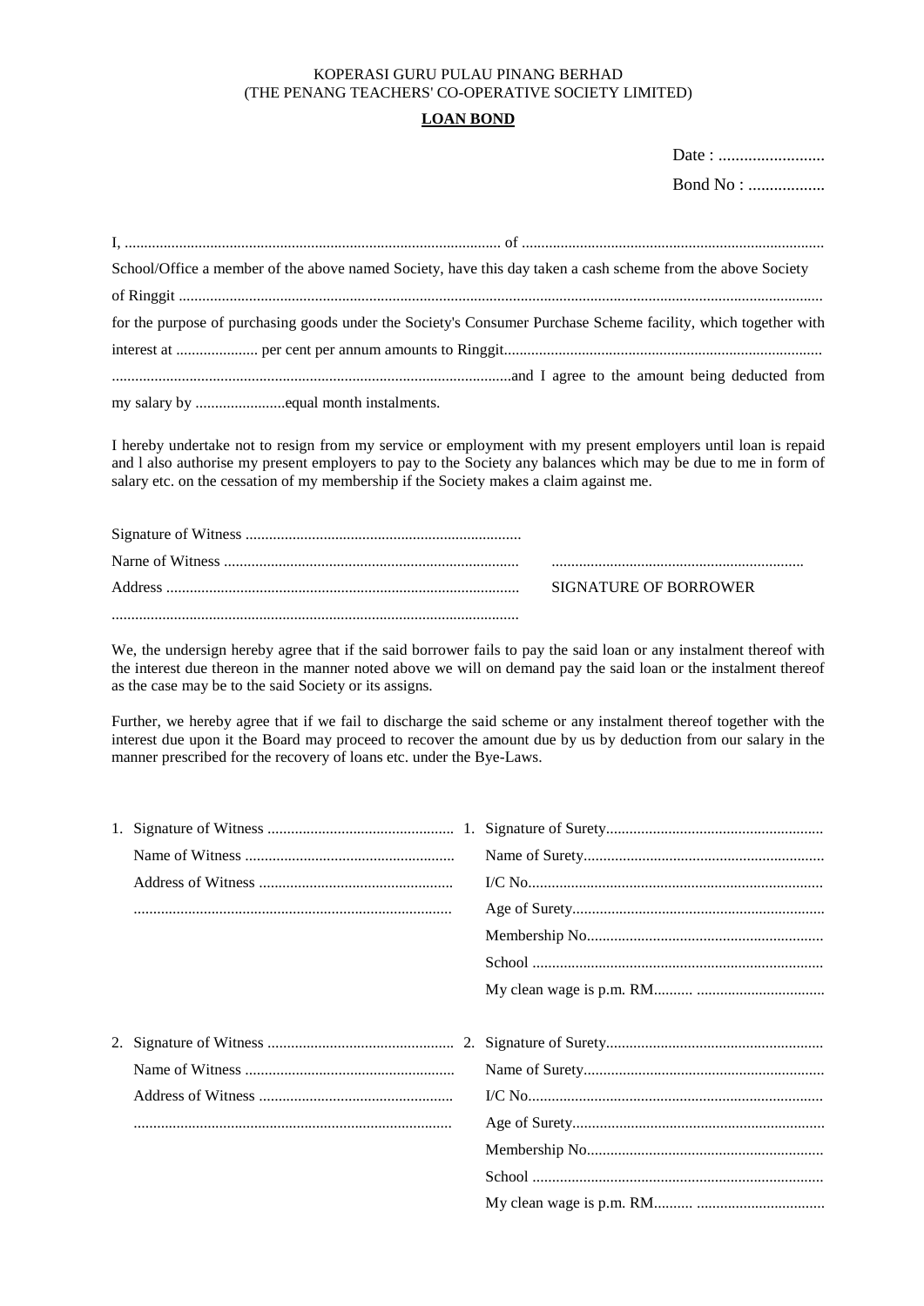KOPERASI GURU PULAU PINANG BERHAD
(THE PENANG TEACHERS' CO-OPERATIVE SOCIETY LIMITED)

**LOAN BOND**

Date : .........................

Bond No : ..................

I, ................................................................................................ of .............................................................................
School/Office a member of the above named Society, have this day taken a cash scheme from the above Society of Ringgit ......................................................................................................................................................
for the purpose of purchasing goods under the Society's Consumer Purchase Scheme facility, which together with interest at ..................... per cent per annum amounts to Ringgit.................................................................................
......................................................................................................and I agree to the amount being deducted from my salary by .......................equal month instalments.

I hereby undertake not to resign from my service or employment with my present employers until loan is repaid and l also authorise my present employers to pay to the Society any balances which may be due to me in form of salary etc. on the cessation of my membership if the Society makes a claim against me.

Signature of Witness .......................................................................
Narne of Witness ............................................................................
Address ..........................................................................................
.........................................................................................................

.................................................................
SIGNATURE OF BORROWER

We, the undersign hereby agree that if the said borrower fails to pay the said loan or any instalment thereof with the interest due thereon in the manner noted above we will on demand pay the said loan or the instalment thereof as the case may be to the said Society or its assigns.

Further, we hereby agree that if we fail to discharge the said scheme or any instalment thereof together with the interest due upon it the Board may proceed to recover the amount due by us by deduction from our salary in the manner prescribed for the recovery of loans etc. under the Bye-Laws.

| | |
|---|---|
| 1. Signature of Witness ................................................ | 1. Signature of Surety........................................................ |
| Name of Witness ...................................................... | Name of Surety.............................................................. |
| Address of Witness .................................................. | I/C No............................................................................ |
| ................................................................................. | Age of Surety................................................................. |
| | Membership No............................................................. |
| | School ........................................................................... |
| | My clean wage is p.m. RM.......... ................................. |
| 2. Signature of Witness ................................................ | 2. Signature of Surety........................................................ |
| Name of Witness ...................................................... | Name of Surety.............................................................. |
| Address of Witness .................................................. | I/C No............................................................................ |
| ................................................................................. | Age of Surety................................................................. |
| | Membership No............................................................. |
| | School ........................................................................... |
| | My clean wage is p.m. RM.......... ................................. |